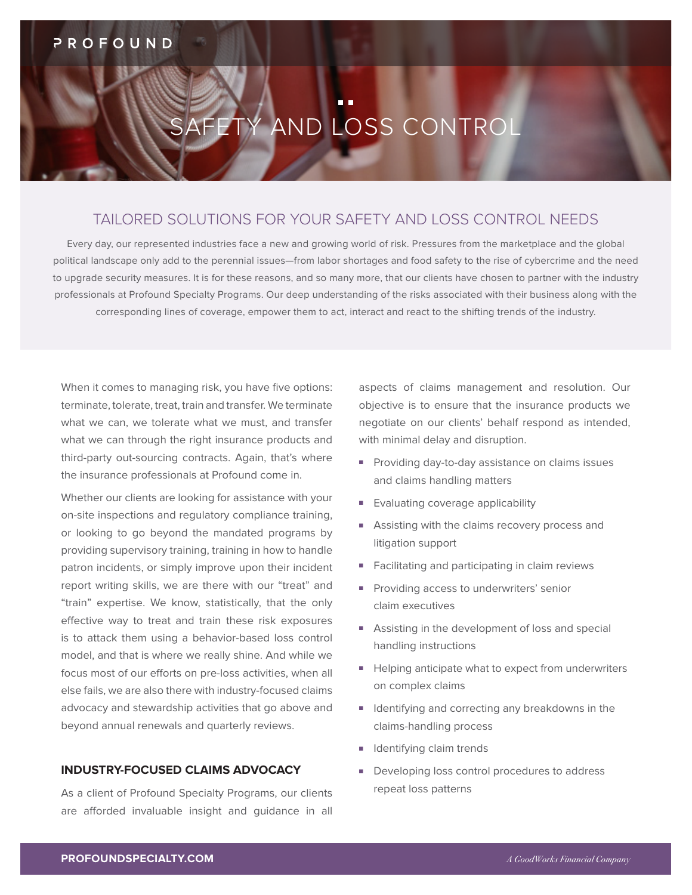PROFOUND

# SAFETY AND LOSS CONTROL

## TAILORED SOLUTIONS FOR YOUR SAFETY AND LOSS CONTROL NEEDS

Every day, our represented industries face a new and growing world of risk. Pressures from the marketplace and the global political landscape only add to the perennial issues—from labor shortages and food safety to the rise of cybercrime and the need to upgrade security measures. It is for these reasons, and so many more, that our clients have chosen to partner with the industry professionals at Profound Specialty Programs. Our deep understanding of the risks associated with their business along with the corresponding lines of coverage, empower them to act, interact and react to the shifting trends of the industry.

When it comes to managing risk, you have five options: terminate, tolerate, treat, train and transfer. We terminate what we can, we tolerate what we must, and transfer what we can through the right insurance products and third-party out-sourcing contracts. Again, that's where the insurance professionals at Profound come in.

Whether our clients are looking for assistance with your on-site inspections and regulatory compliance training, or looking to go beyond the mandated programs by providing supervisory training, training in how to handle patron incidents, or simply improve upon their incident report writing skills, we are there with our "treat" and "train" expertise. We know, statistically, that the only effective way to treat and train these risk exposures is to attack them using a behavior-based loss control model, and that is where we really shine. And while we focus most of our efforts on pre-loss activities, when all else fails, we are also there with industry-focused claims advocacy and stewardship activities that go above and beyond annual renewals and quarterly reviews.

### INDUSTRY-FOCUSED CLAIMS ADVOCACY

As a client of Profound Specialty Programs, our clients are afforded invaluable insight and guidance in all aspects of claims management and resolution. Our objective is to ensure that the insurance products we negotiate on our clients' behalf respond as intended, with minimal delay and disruption.

- Providing day-to-day assistance on claims issues and claims handling matters
- Evaluating coverage applicability
- Assisting with the claims recovery process and litigation support
- Facilitating and participating in claim reviews
- Providing access to underwriters' senior claim executives
- Assisting in the development of loss and special handling instructions
- Helping anticipate what to expect from underwriters on complex claims
- Identifying and correcting any breakdowns in the claims-handling process
- Identifying claim trends
- Developing loss control procedures to address repeat loss patterns

**PROFOUNDSPECIALTY.COM**

*A GoodWorks Financial Company*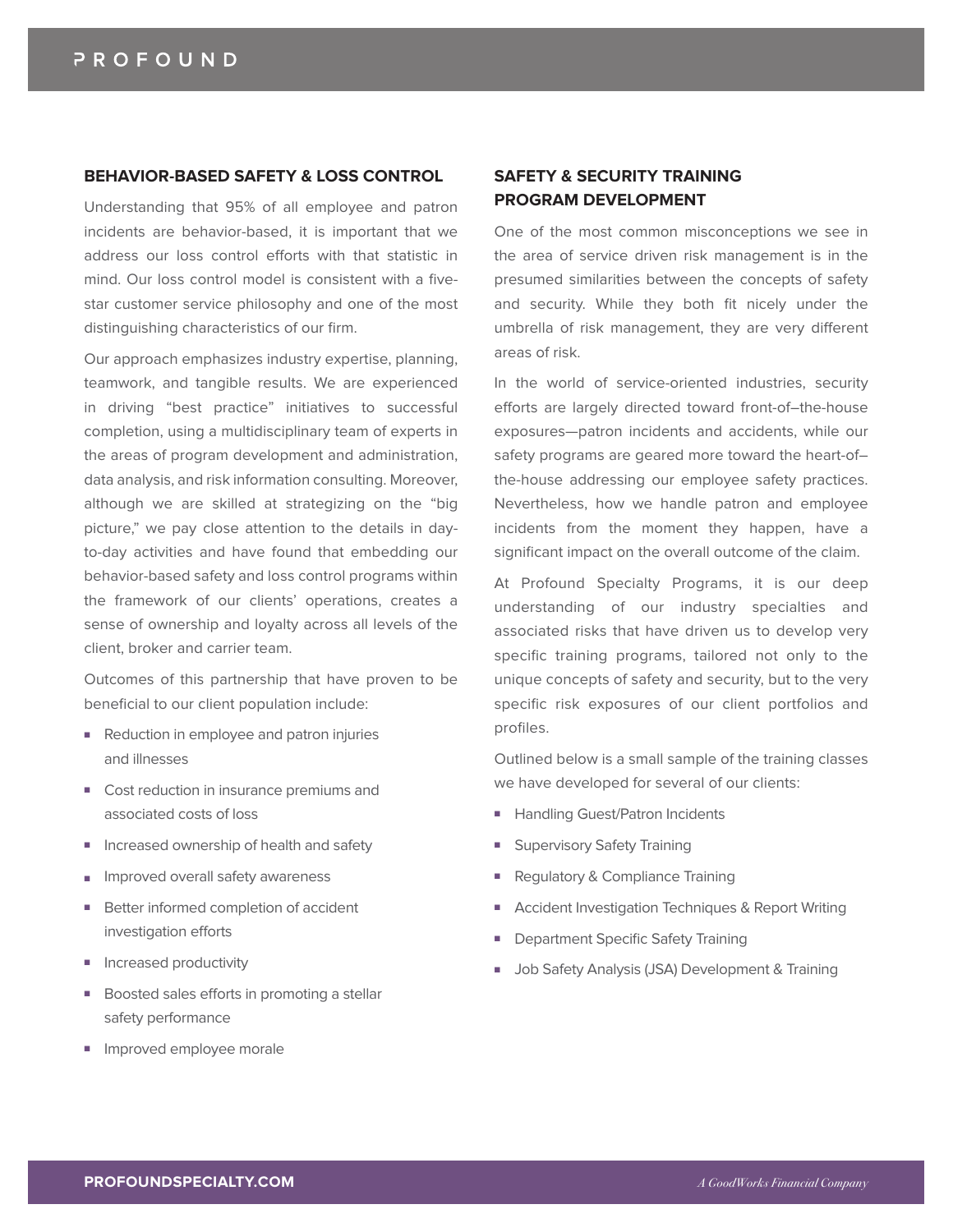## BEHAVIOR-BASED SAFETY & LOSS CONTROL

Understanding that 95% of all employee and patron incidents are behavior-based, it is important that we address our loss control efforts with that statistic in mind. Our loss control model is consistent with a five-star customer service philosophy and one of the most distinguishing characteristics of our firm.

Our approach emphasizes industry expertise, planning, teamwork, and tangible results. We are experienced in driving "best practice" initiatives to successful completion, using a multidisciplinary team of experts in the areas of program development and administration, data analysis, and risk information consulting. Moreover, although we are skilled at strategizing on the "big picture," we pay close attention to the details in day-to-day activities and have found that embedding our behavior-based safety and loss control programs within the framework of our clients' operations, creates a sense of ownership and loyalty across all levels of the client, broker and carrier team.

Outcomes of this partnership that have proven to be beneficial to our client population include:

- Reduction in employee and patron injuries and illnesses
- Cost reduction in insurance premiums and associated costs of loss
- Increased ownership of health and safety
- Improved overall safety awareness
- Better informed completion of accident investigation efforts
- Increased productivity
- Boosted sales efforts in promoting a stellar safety performance
- Improved employee morale

## SAFETY & SECURITY TRAINING PROGRAM DEVELOPMENT

One of the most common misconceptions we see in the area of service driven risk management is in the presumed similarities between the concepts of safety and security. While they both fit nicely under the umbrella of risk management, they are very different areas of risk.

In the world of service-oriented industries, security efforts are largely directed toward front-of–the-house exposures—patron incidents and accidents, while our safety programs are geared more toward the heart-of–the-house addressing our employee safety practices. Nevertheless, how we handle patron and employee incidents from the moment they happen, have a significant impact on the overall outcome of the claim.

At Profound Specialty Programs, it is our deep understanding of our industry specialties and associated risks that have driven us to develop very specific training programs, tailored not only to the unique concepts of safety and security, but to the very specific risk exposures of our client portfolios and profiles.

Outlined below is a small sample of the training classes we have developed for several of our clients:

- Handling Guest/Patron Incidents
- Supervisory Safety Training
- Regulatory & Compliance Training
- Accident Investigation Techniques & Report Writing
- Department Specific Safety Training
- Job Safety Analysis (JSA) Development & Training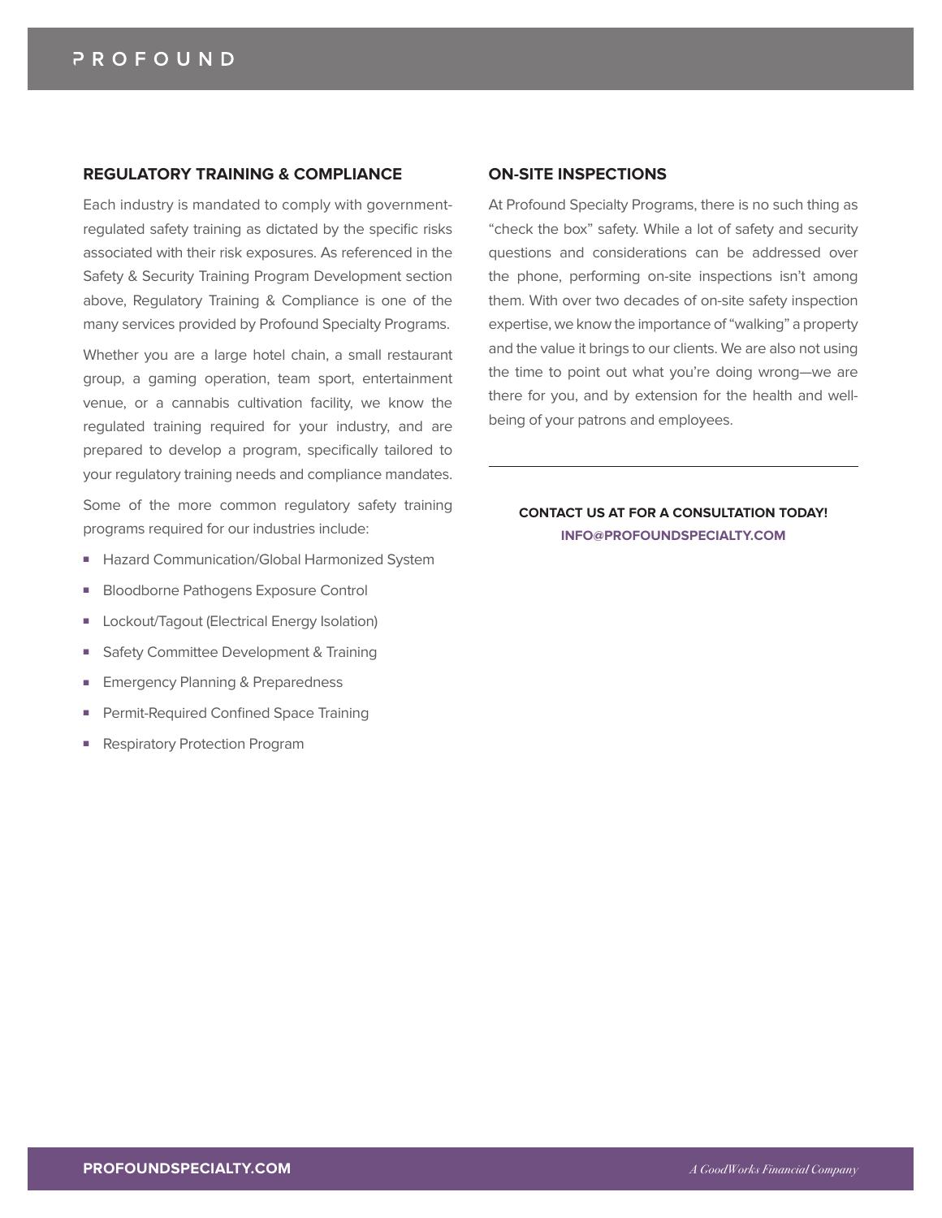## REGULATORY TRAINING & COMPLIANCE

Each industry is mandated to comply with government-regulated safety training as dictated by the specific risks associated with their risk exposures. As referenced in the Safety & Security Training Program Development section above, Regulatory Training & Compliance is one of the many services provided by Profound Specialty Programs.

Whether you are a large hotel chain, a small restaurant group, a gaming operation, team sport, entertainment venue, or a cannabis cultivation facility, we know the regulated training required for your industry, and are prepared to develop a program, specifically tailored to your regulatory training needs and compliance mandates.

Some of the more common regulatory safety training programs required for our industries include:

- Hazard Communication/Global Harmonized System
- Bloodborne Pathogens Exposure Control
- Lockout/Tagout (Electrical Energy Isolation)
- Safety Committee Development & Training
- Emergency Planning & Preparedness
- Permit-Required Confined Space Training
- Respiratory Protection Program

## ON-SITE INSPECTIONS

At Profound Specialty Programs, there is no such thing as “check the box” safety. While a lot of safety and security questions and considerations can be addressed over the phone, performing on-site inspections isn’t among them. With over two decades of on-site safety inspection expertise, we know the importance of “walking” a property and the value it brings to our clients. We are also not using the time to point out what you’re doing wrong—we are there for you, and by extension for the health and well-being of your patrons and employees.

---

**CONTACT US AT FOR A CONSULTATION TODAY!**
**INFO@PROFOUNDSPECIALTY.COM**